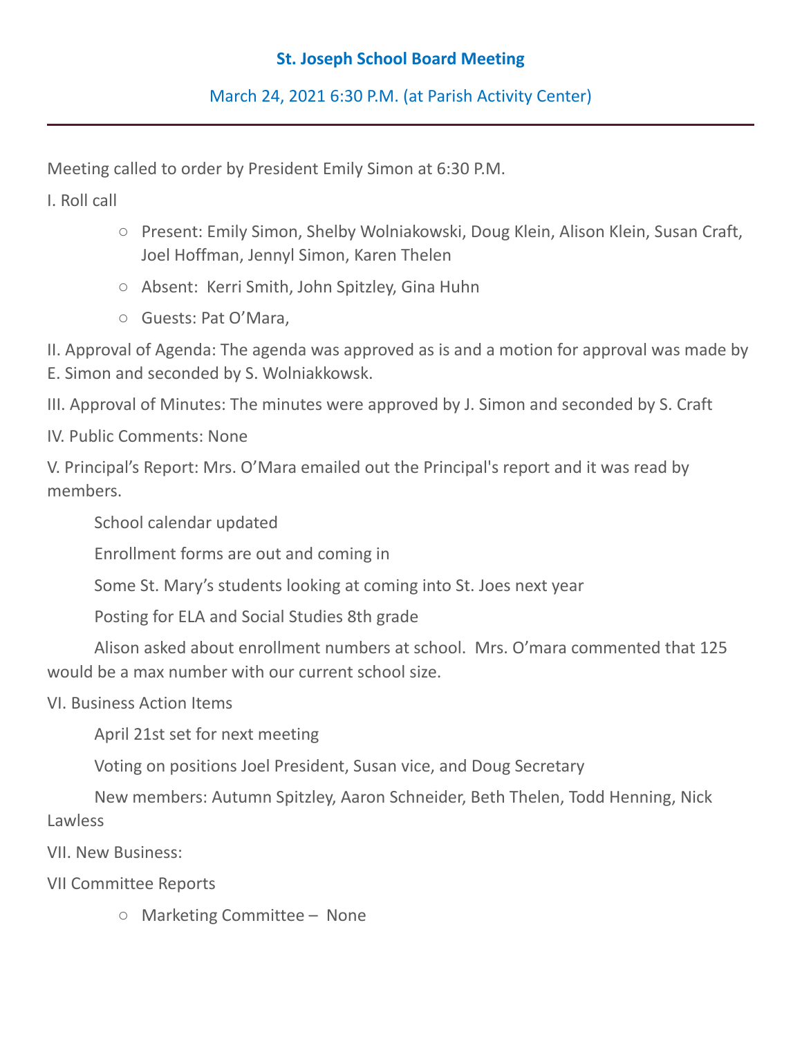# St. Joseph School Board Meeting

## March 24, 2021 6:30 P.M. (at Parish Activity Center)

---

Meeting called to order by President Emily Simon at 6:30 P.M.

I. Roll call

- Present: Emily Simon, Shelby Wolniakowski, Doug Klein, Alison Klein, Susan Craft, Joel Hoffman, Jennyl Simon, Karen Thelen
- Absent: Kerri Smith, John Spitzley, Gina Huhn
- Guests: Pat O'Mara,

II. Approval of Agenda: The agenda was approved as is and a motion for approval was made by E. Simon and seconded by S. Wolniakkowsk.

III. Approval of Minutes: The minutes were approved by J. Simon and seconded by S. Craft

IV. Public Comments: None

V. Principal's Report: Mrs. O'Mara emailed out the Principal's report and it was read by members.

School calendar updated

Enrollment forms are out and coming in

Some St. Mary's students looking at coming into St. Joes next year

Posting for ELA and Social Studies 8th grade

Alison asked about enrollment numbers at school. Mrs. O'mara commented that 125 would be a max number with our current school size.

VI. Business Action Items

April 21st set for next meeting

Voting on positions Joel President, Susan vice, and Doug Secretary

New members: Autumn Spitzley, Aaron Schneider, Beth Thelen, Todd Henning, Nick Lawless

VII. New Business:

VII Committee Reports

- Marketing Committee – None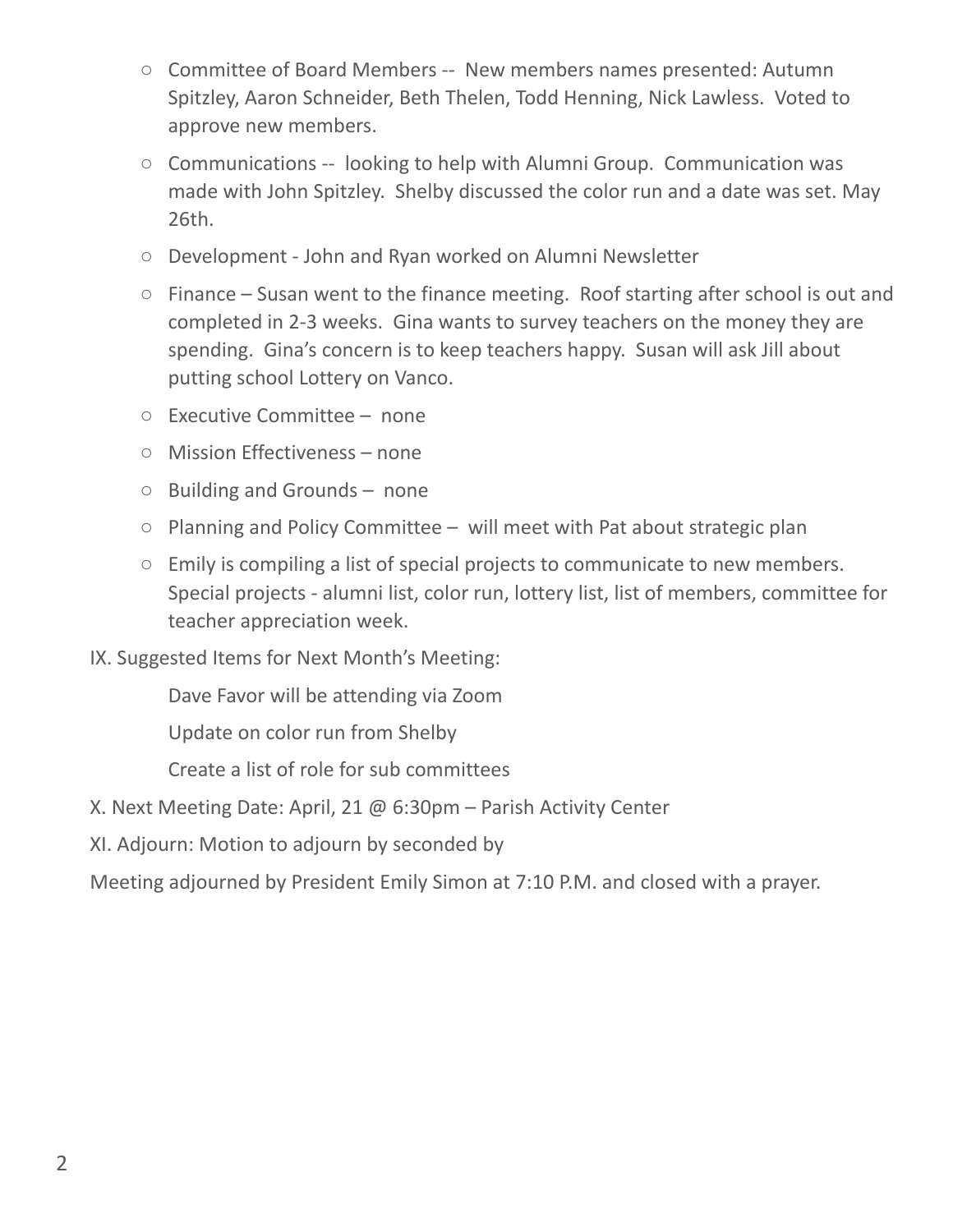- Committee of Board Members -- New members names presented: Autumn Spitzley, Aaron Schneider, Beth Thelen, Todd Henning, Nick Lawless. Voted to approve new members.
- Communications -- looking to help with Alumni Group. Communication was made with John Spitzley. Shelby discussed the color run and a date was set. May 26th.
- Development - John and Ryan worked on Alumni Newsletter
- Finance – Susan went to the finance meeting. Roof starting after school is out and completed in 2-3 weeks. Gina wants to survey teachers on the money they are spending. Gina's concern is to keep teachers happy. Susan will ask Jill about putting school Lottery on Vanco.
- Executive Committee – none
- Mission Effectiveness – none
- Building and Grounds – none
- Planning and Policy Committee – will meet with Pat about strategic plan
- Emily is compiling a list of special projects to communicate to new members. Special projects - alumni list, color run, lottery list, list of members, committee for teacher appreciation week.

IX. Suggested Items for Next Month's Meeting:

Dave Favor will be attending via Zoom

Update on color run from Shelby

Create a list of role for sub committees

X. Next Meeting Date: April, 21 @ 6:30pm – Parish Activity Center

XI. Adjourn: Motion to adjourn by seconded by

Meeting adjourned by President Emily Simon at 7:10 P.M. and closed with a prayer.